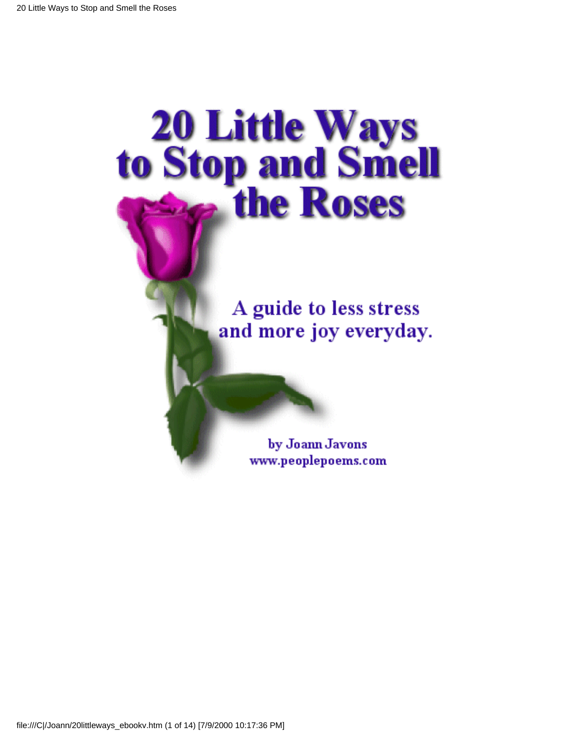# 20 Little Ways to Stop and Smell the Roses

A guide to less stress and more joy everyday.

by Joann Javons
www.peoplepoems.com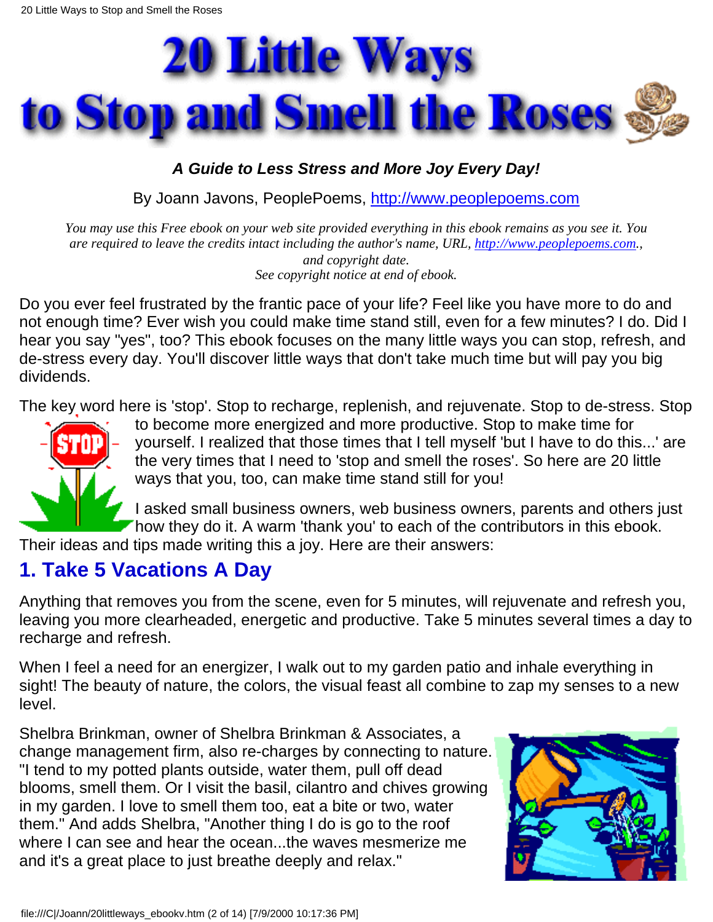# 20 Little Ways to Stop and Smell the Roses

***A Guide to Less Stress and More Joy Every Day!***

By Joann Javons, PeoplePoems, http://www.peoplepoems.com

*You may use this Free ebook on your web site provided everything in this ebook remains as you see it. You are required to leave the credits intact including the author's name, URL, http://www.peoplepoems.com., and copyright date. See copyright notice at end of ebook.*

Do you ever feel frustrated by the frantic pace of your life? Feel like you have more to do and not enough time? Ever wish you could make time stand still, even for a few minutes? I do. Did I hear you say "yes", too? This ebook focuses on the many little ways you can stop, refresh, and de-stress every day. You'll discover little ways that don't take much time but will pay you big dividends.

The key word here is 'stop'. Stop to recharge, replenish, and rejuvenate. Stop to de-stress. Stop to become more energized and more productive. Stop to make time for yourself. I realized that those times that I tell myself 'but I have to do this...' are the very times that I need to 'stop and smell the roses'. So here are 20 little ways that you, too, can make time stand still for you!

I asked small business owners, web business owners, parents and others just how they do it. A warm 'thank you' to each of the contributors in this ebook. Their ideas and tips made writing this a joy. Here are their answers:

## 1. Take 5 Vacations A Day

Anything that removes you from the scene, even for 5 minutes, will rejuvenate and refresh you, leaving you more clearheaded, energetic and productive. Take 5 minutes several times a day to recharge and refresh.

When I feel a need for an energizer, I walk out to my garden patio and inhale everything in sight! The beauty of nature, the colors, the visual feast all combine to zap my senses to a new level.

Shelbra Brinkman, owner of Shelbra Brinkman & Associates, a change management firm, also re-charges by connecting to nature. "I tend to my potted plants outside, water them, pull off dead blooms, smell them. Or I visit the basil, cilantro and chives growing in my garden. I love to smell them too, eat a bite or two, water them." And adds Shelbra, "Another thing I do is go to the roof where I can see and hear the ocean...the waves mesmerize me and it's a great place to just breathe deeply and relax."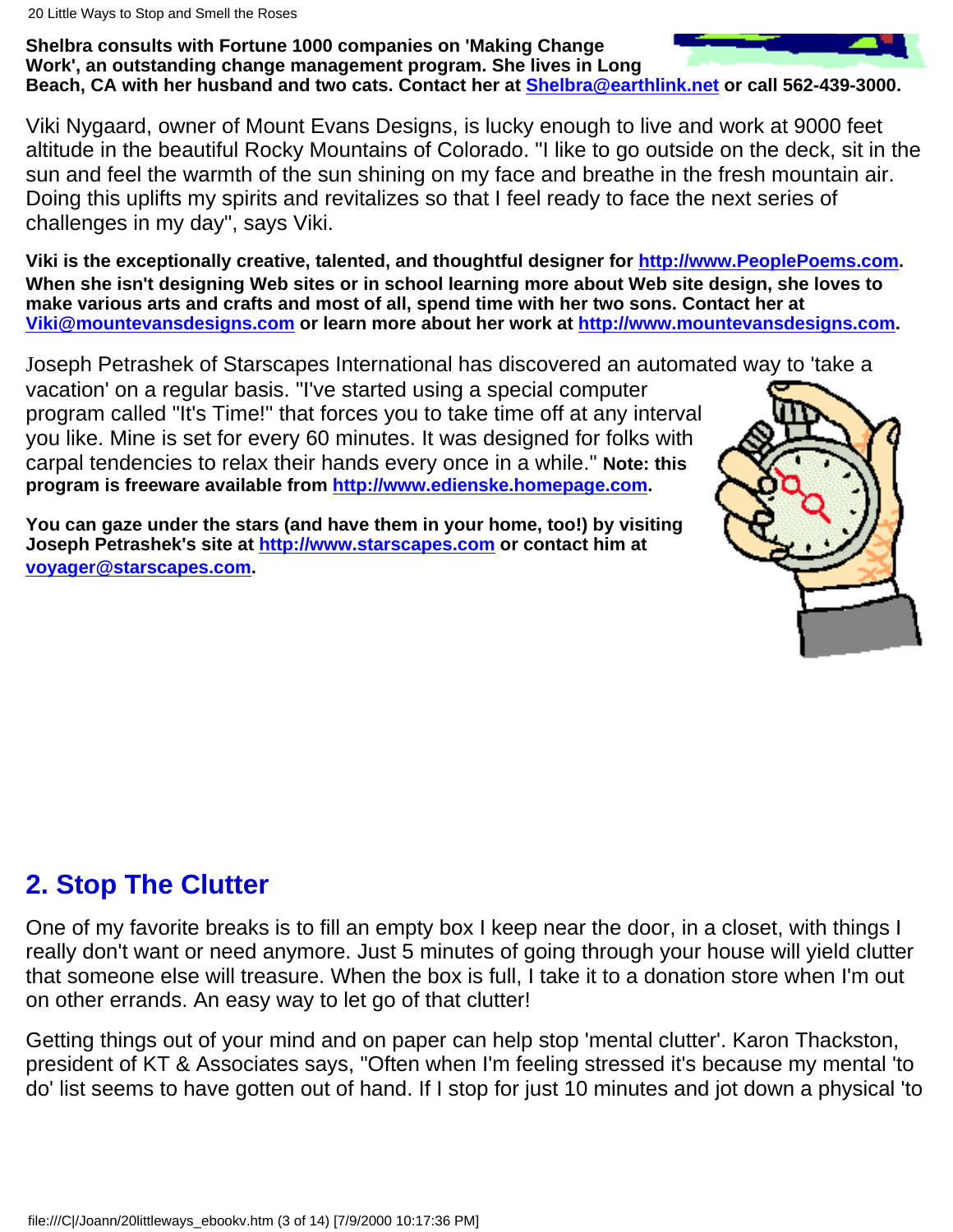**Shelbra consults with Fortune 1000 companies on 'Making Change Work', an outstanding change management program. She lives in Long Beach, CA with her husband and two cats. Contact her at [Shelbra@earthlink.net](mailto:Shelbra@earthlink.net) or call 562-439-3000.**

Viki Nygaard, owner of Mount Evans Designs, is lucky enough to live and work at 9000 feet altitude in the beautiful Rocky Mountains of Colorado. "I like to go outside on the deck, sit in the sun and feel the warmth of the sun shining on my face and breathe in the fresh mountain air. Doing this uplifts my spirits and revitalizes so that I feel ready to face the next series of challenges in my day", says Viki.

**Viki is the exceptionally creative, talented, and thoughtful designer for [http://www.PeoplePoems.com](http://www.PeoplePoems.com). When she isn't designing Web sites or in school learning more about Web site design, she loves to make various arts and crafts and most of all, spend time with her two sons. Contact her at [Viki@mountevansdesigns.com](mailto:Viki@mountevansdesigns.com) or learn more about her work at [http://www.mountevansdesigns.com](http://www.mountevansdesigns.com).**

Joseph Petrashek of Starscapes International has discovered an automated way to 'take a vacation' on a regular basis. "I've started using a special computer program called "It's Time!" that forces you to take time off at any interval you like. Mine is set for every 60 minutes. It was designed for folks with carpal tendencies to relax their hands every once in a while." **Note: this program is freeware available from [http://www.edienske.homepage.com](http://www.edienske.homepage.com).**

**You can gaze under the stars (and have them in your home, too!) by visiting Joseph Petrashek's site at [http://www.starscapes.com](http://www.starscapes.com) or contact him at [voyager@starscapes.com](mailto:voyager@starscapes.com).**

## 2. Stop The Clutter

One of my favorite breaks is to fill an empty box I keep near the door, in a closet, with things I really don't want or need anymore. Just 5 minutes of going through your house will yield clutter that someone else will treasure. When the box is full, I take it to a donation store when I'm out on other errands. An easy way to let go of that clutter!

Getting things out of your mind and on paper can help stop 'mental clutter'. Karon Thackston, president of KT & Associates says, "Often when I'm feeling stressed it's because my mental 'to do' list seems to have gotten out of hand. If I stop for just 10 minutes and jot down a physical 'to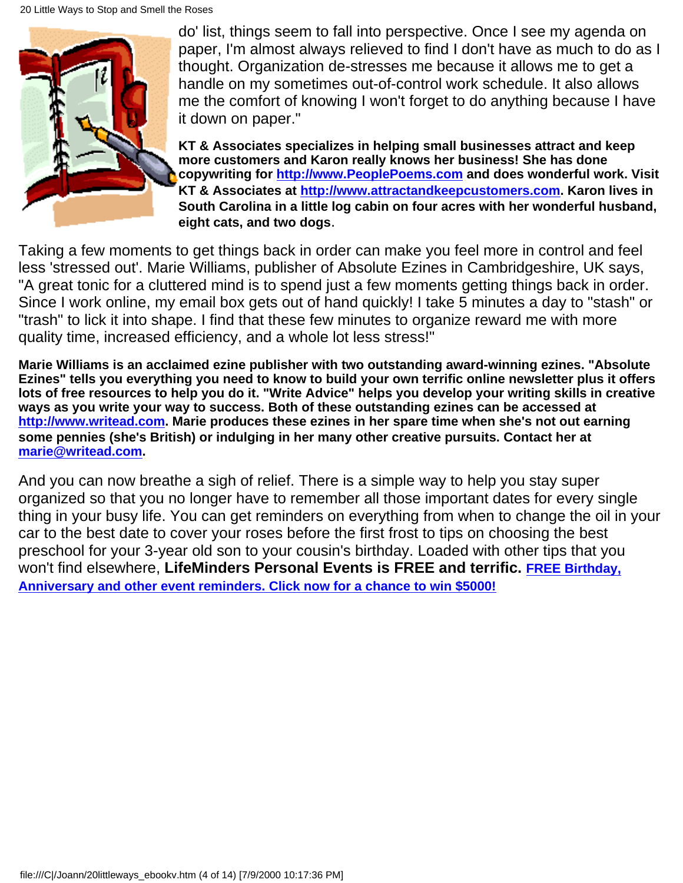do' list, things seem to fall into perspective. Once I see my agenda on paper, I'm almost always relieved to find I don't have as much to do as I thought. Organization de-stresses me because it allows me to get a handle on my sometimes out-of-control work schedule. It also allows me the comfort of knowing I won't forget to do anything because I have it down on paper."

**KT & Associates specializes in helping small businesses attract and keep more customers and Karon really knows her business! She has done copywriting for [http://www.PeoplePoems.com](http://www.PeoplePoems.com) and does wonderful work. Visit KT & Associates at [http://www.attractandkeepcustomers.com](http://www.attractandkeepcustomers.com). Karon lives in South Carolina in a little log cabin on four acres with her wonderful husband, eight cats, and two dogs**.

Taking a few moments to get things back in order can make you feel more in control and feel less 'stressed out'. Marie Williams, publisher of Absolute Ezines in Cambridgeshire, UK says, "A great tonic for a cluttered mind is to spend just a few moments getting things back in order. Since I work online, my email box gets out of hand quickly! I take 5 minutes a day to "stash" or "trash" to lick it into shape. I find that these few minutes to organize reward me with more quality time, increased efficiency, and a whole lot less stress!"

**Marie Williams is an acclaimed ezine publisher with two outstanding award-winning ezines. "Absolute Ezines" tells you everything you need to know to build your own terrific online newsletter plus it offers lots of free resources to help you do it. "Write Advice" helps you develop your writing skills in creative ways as you write your way to success. Both of these outstanding ezines can be accessed at [http://www.writead.com](http://www.writead.com). Marie produces these ezines in her spare time when she's not out earning some pennies (she's British) or indulging in her many other creative pursuits. Contact her at [marie@writead.com](mailto:marie@writead.com).**

And you can now breathe a sigh of relief. There is a simple way to help you stay super organized so that you no longer have to remember all those important dates for every single thing in your busy life. You can get reminders on everything from when to change the oil in your car to the best date to cover your roses before the first frost to tips on choosing the best preschool for your 3-year old son to your cousin's birthday. Loaded with other tips that you won't find elsewhere, **LifeMinders Personal Events is FREE and terrific.** **[FREE Birthday, Anniversary and other event reminders. Click now for a chance to win $5000!]()**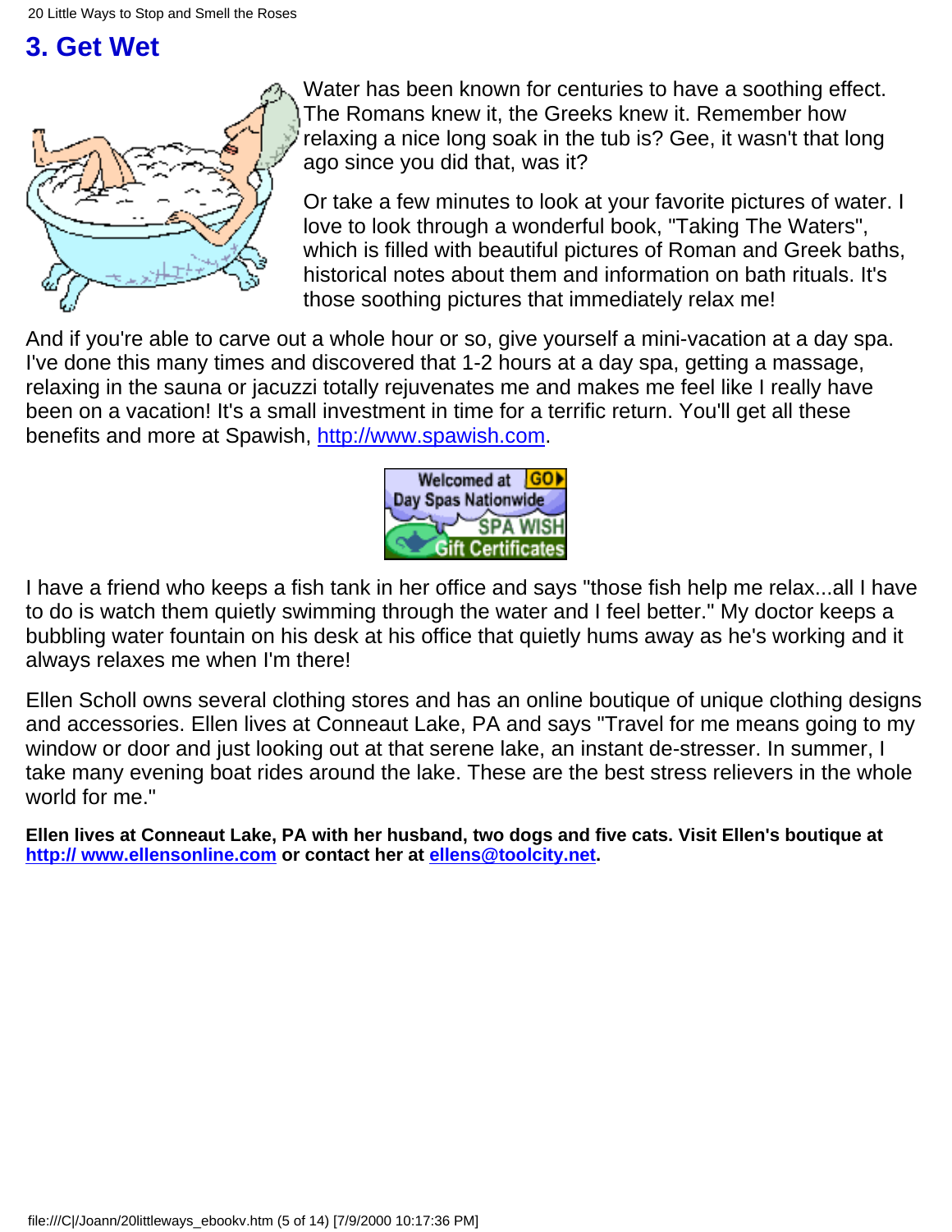## 3. Get Wet

Water has been known for centuries to have a soothing effect. The Romans knew it, the Greeks knew it. Remember how relaxing a nice long soak in the tub is? Gee, it wasn't that long ago since you did that, was it?

Or take a few minutes to look at your favorite pictures of water. I love to look through a wonderful book, "Taking The Waters", which is filled with beautiful pictures of Roman and Greek baths, historical notes about them and information on bath rituals. It's those soothing pictures that immediately relax me!

And if you're able to carve out a whole hour or so, give yourself a mini-vacation at a day spa. I've done this many times and discovered that 1-2 hours at a day spa, getting a massage, relaxing in the sauna or jacuzzi totally rejuvenates me and makes me feel like I really have been on a vacation! It's a small investment in time for a terrific return. You'll get all these benefits and more at Spawish, [http://www.spawish.com](http://www.spawish.com).

I have a friend who keeps a fish tank in her office and says "those fish help me relax...all I have to do is watch them quietly swimming through the water and I feel better." My doctor keeps a bubbling water fountain on his desk at his office that quietly hums away as he's working and it always relaxes me when I'm there!

Ellen Scholl owns several clothing stores and has an online boutique of unique clothing designs and accessories. Ellen lives at Conneaut Lake, PA and says "Travel for me means going to my window or door and just looking out at that serene lake, an instant de-stresser. In summer, I take many evening boat rides around the lake. These are the best stress relievers in the whole world for me."

**Ellen lives at Conneaut Lake, PA with her husband, two dogs and five cats. Visit Ellen's boutique at [http:// www.ellensonline.com](http://www.ellensonline.com) or contact her at [ellens@toolcity.net](mailto:ellens@toolcity.net).**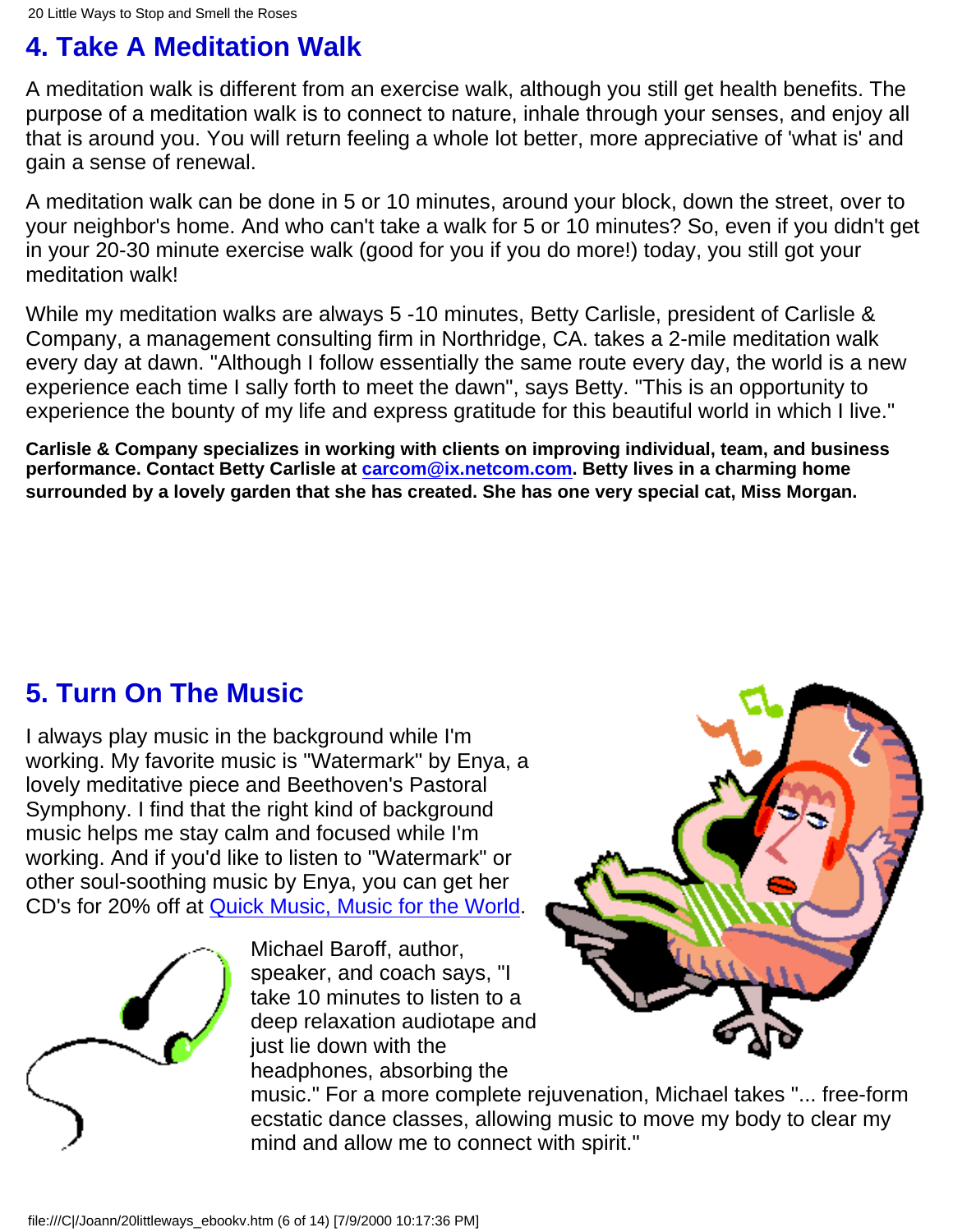## 4. Take A Meditation Walk

A meditation walk is different from an exercise walk, although you still get health benefits. The purpose of a meditation walk is to connect to nature, inhale through your senses, and enjoy all that is around you. You will return feeling a whole lot better, more appreciative of 'what is' and gain a sense of renewal.

A meditation walk can be done in 5 or 10 minutes, around your block, down the street, over to your neighbor's home. And who can't take a walk for 5 or 10 minutes? So, even if you didn't get in your 20-30 minute exercise walk (good for you if you do more!) today, you still got your meditation walk!

While my meditation walks are always 5 -10 minutes, Betty Carlisle, president of Carlisle & Company, a management consulting firm in Northridge, CA. takes a 2-mile meditation walk every day at dawn. "Although I follow essentially the same route every day, the world is a new experience each time I sally forth to meet the dawn", says Betty. "This is an opportunity to experience the bounty of my life and express gratitude for this beautiful world in which I live."

**Carlisle & Company specializes in working with clients on improving individual, team, and business performance. Contact Betty Carlisle at [carcom@ix.netcom.com](mailto:carcom@ix.netcom.com). Betty lives in a charming home surrounded by a lovely garden that she has created. She has one very special cat, Miss Morgan.**

## 5. Turn On The Music

I always play music in the background while I'm working. My favorite music is "Watermark" by Enya, a lovely meditative piece and Beethoven's Pastoral Symphony. I find that the right kind of background music helps me stay calm and focused while I'm working. And if you'd like to listen to "Watermark" or other soul-soothing music by Enya, you can get her CD's for 20% off at [Quick Music, Music for the World](#).

Michael Baroff, author, speaker, and coach says, "I take 10 minutes to listen to a deep relaxation audiotape and just lie down with the headphones, absorbing the music." For a more complete rejuvenation, Michael takes "... free-form ecstatic dance classes, allowing music to move my body to clear my mind and allow me to connect with spirit."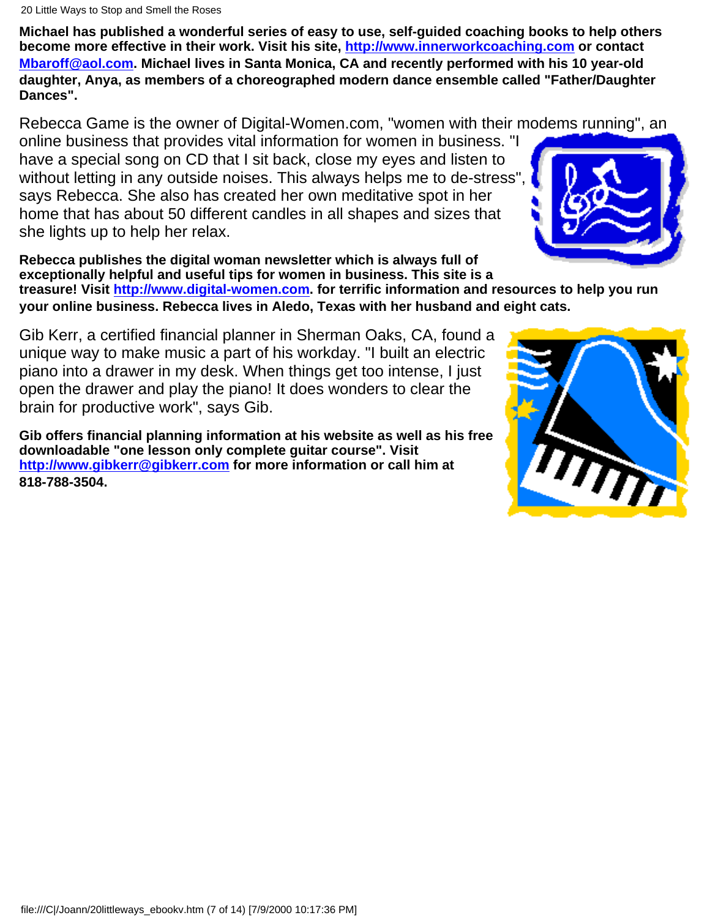**Michael has published a wonderful series of easy to use, self-guided coaching books to help others become more effective in their work. Visit his site, http://www.innerworkcoaching.com or contact Mbaroff@aol.com. Michael lives in Santa Monica, CA and recently performed with his 10 year-old daughter, Anya, as members of a choreographed modern dance ensemble called "Father/Daughter Dances".**

Rebecca Game is the owner of Digital-Women.com, "women with their modems running", an online business that provides vital information for women in business. "I have a special song on CD that I sit back, close my eyes and listen to without letting in any outside noises. This always helps me to de-stress", says Rebecca. She also has created her own meditative spot in her home that has about 50 different candles in all shapes and sizes that she lights up to help her relax.

**Rebecca publishes the digital woman newsletter which is always full of exceptionally helpful and useful tips for women in business. This site is a treasure! Visit http://www.digital-women.com. for terrific information and resources to help you run your online business. Rebecca lives in Aledo, Texas with her husband and eight cats.**

Gib Kerr, a certified financial planner in Sherman Oaks, CA, found a unique way to make music a part of his workday. "I built an electric piano into a drawer in my desk. When things get too intense, I just open the drawer and play the piano! It does wonders to clear the brain for productive work", says Gib.

**Gib offers financial planning information at his website as well as his free downloadable "one lesson only complete guitar course". Visit http://www.gibkerr@gibkerr.com for more information or call him at 818-788-3504.**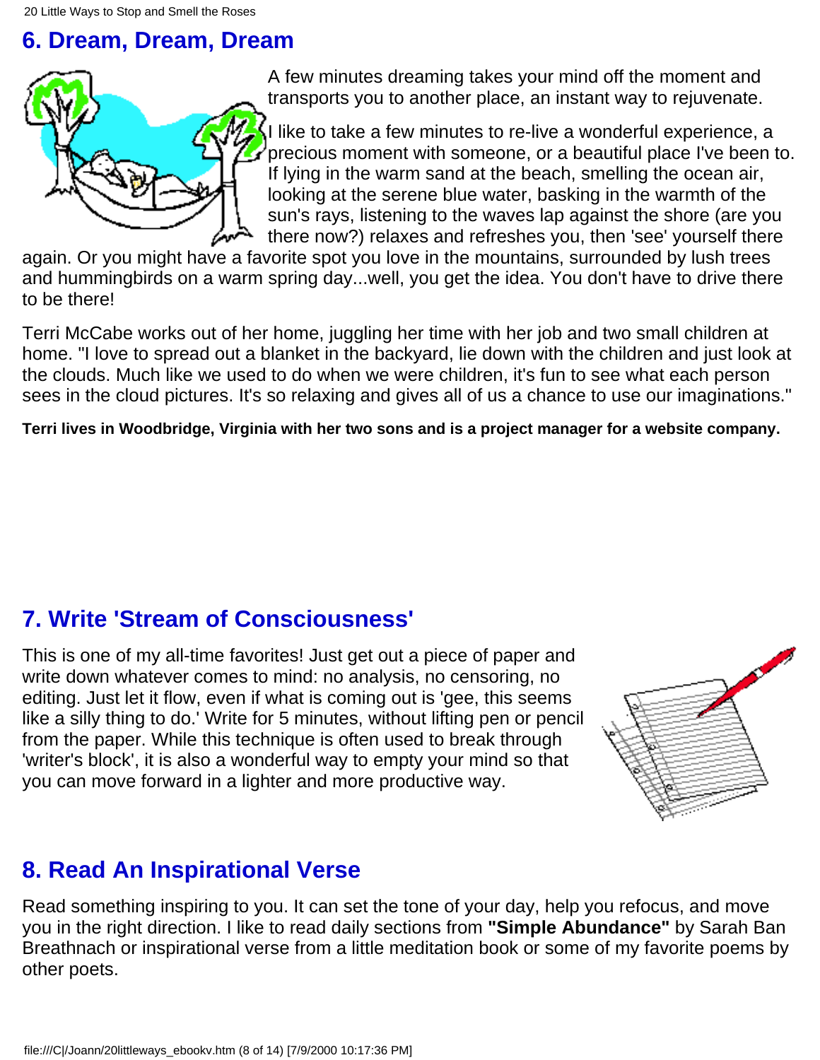## 6. Dream, Dream, Dream

A few minutes dreaming takes your mind off the moment and transports you to another place, an instant way to rejuvenate.

I like to take a few minutes to re-live a wonderful experience, a precious moment with someone, or a beautiful place I've been to. If lying in the warm sand at the beach, smelling the ocean air, looking at the serene blue water, basking in the warmth of the sun's rays, listening to the waves lap against the shore (are you there now?) relaxes and refreshes you, then 'see' yourself there again. Or you might have a favorite spot you love in the mountains, surrounded by lush trees and hummingbirds on a warm spring day...well, you get the idea. You don't have to drive there to be there!

Terri McCabe works out of her home, juggling her time with her job and two small children at home. "I love to spread out a blanket in the backyard, lie down with the children and just look at the clouds. Much like we used to do when we were children, it's fun to see what each person sees in the cloud pictures. It's so relaxing and gives all of us a chance to use our imaginations."

**Terri lives in Woodbridge, Virginia with her two sons and is a project manager for a website company.**

## 7. Write 'Stream of Consciousness'

This is one of my all-time favorites! Just get out a piece of paper and write down whatever comes to mind: no analysis, no censoring, no editing. Just let it flow, even if what is coming out is 'gee, this seems like a silly thing to do.' Write for 5 minutes, without lifting pen or pencil from the paper. While this technique is often used to break through 'writer's block', it is also a wonderful way to empty your mind so that you can move forward in a lighter and more productive way.

## 8. Read An Inspirational Verse

Read something inspiring to you. It can set the tone of your day, help you refocus, and move you in the right direction. I like to read daily sections from **"Simple Abundance"** by Sarah Ban Breathnach or inspirational verse from a little meditation book or some of my favorite poems by other poets.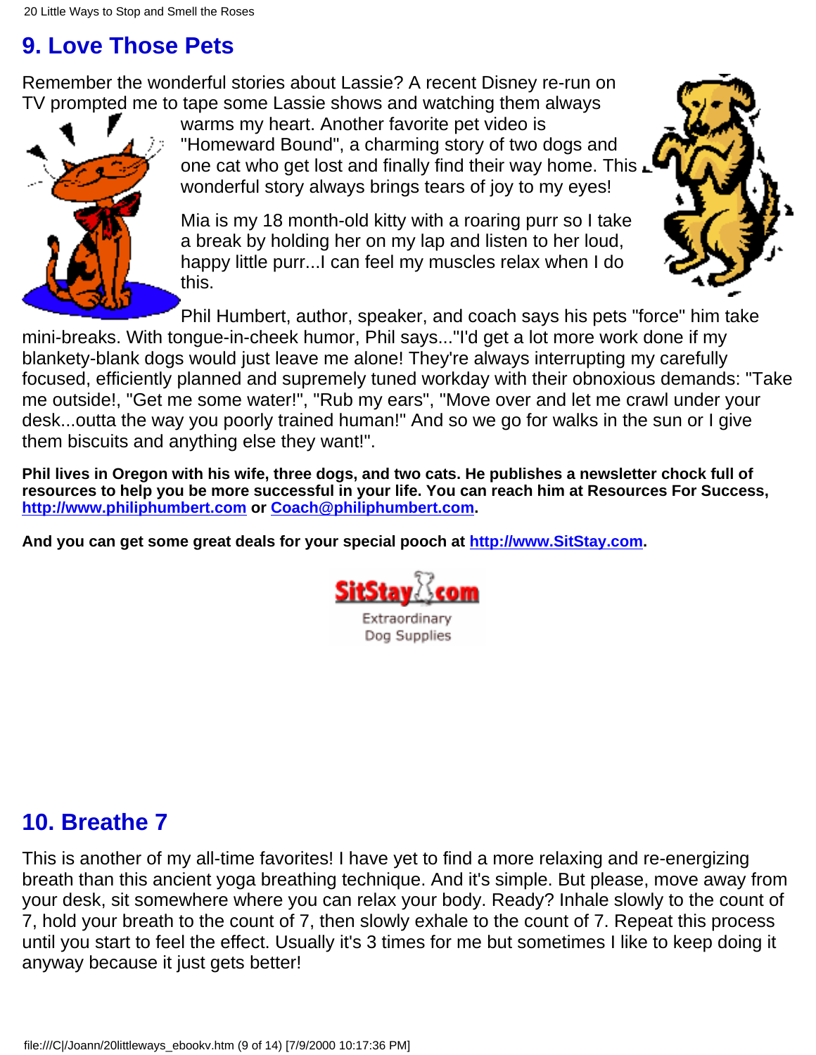## 9. Love Those Pets

Remember the wonderful stories about Lassie? A recent Disney re-run on TV prompted me to tape some Lassie shows and watching them always warms my heart. Another favorite pet video is "Homeward Bound", a charming story of two dogs and one cat who get lost and finally find their way home. This wonderful story always brings tears of joy to my eyes!

Mia is my 18 month-old kitty with a roaring purr so I take a break by holding her on my lap and listen to her loud, happy little purr...I can feel my muscles relax when I do this.

Phil Humbert, author, speaker, and coach says his pets "force" him take mini-breaks. With tongue-in-cheek humor, Phil says..."I'd get a lot more work done if my blankety-blank dogs would just leave me alone! They're always interrupting my carefully focused, efficiently planned and supremely tuned workday with their obnoxious demands: "Take me outside!, "Get me some water!", "Rub my ears", "Move over and let me crawl under your desk...outta the way you poorly trained human!" And so we go for walks in the sun or I give them biscuits and anything else they want!".

**Phil lives in Oregon with his wife, three dogs, and two cats. He publishes a newsletter chock full of resources to help you be more successful in your life. You can reach him at Resources For Success, [http://www.philiphumbert.com](http://www.philiphumbert.com) or [Coach@philiphumbert.com](mailto:Coach@philiphumbert.com).**

**And you can get some great deals for your special pooch at [http://www.SitStay.com](http://www.SitStay.com).**

SitStay.com
Extraordinary Dog Supplies

## 10. Breathe 7

This is another of my all-time favorites! I have yet to find a more relaxing and re-energizing breath than this ancient yoga breathing technique. And it's simple. But please, move away from your desk, sit somewhere where you can relax your body. Ready? Inhale slowly to the count of 7, hold your breath to the count of 7, then slowly exhale to the count of 7. Repeat this process until you start to feel the effect. Usually it's 3 times for me but sometimes I like to keep doing it anyway because it just gets better!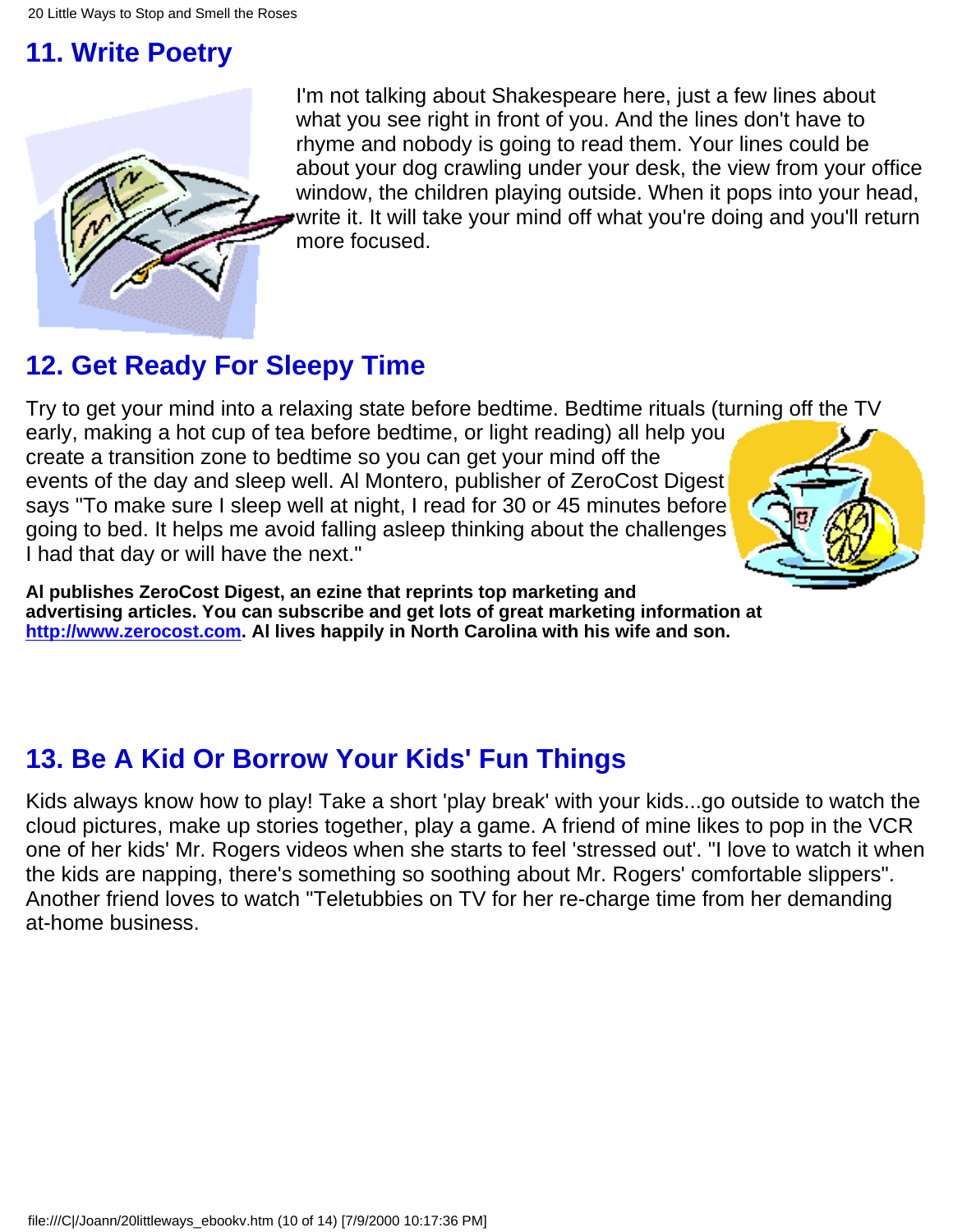## 11. Write Poetry

I'm not talking about Shakespeare here, just a few lines about what you see right in front of you. And the lines don't have to rhyme and nobody is going to read them. Your lines could be about your dog crawling under your desk, the view from your office window, the children playing outside. When it pops into your head, write it. It will take your mind off what you're doing and you'll return more focused.

## 12. Get Ready For Sleepy Time

Try to get your mind into a relaxing state before bedtime. Bedtime rituals (turning off the TV early, making a hot cup of tea before bedtime, or light reading) all help you create a transition zone to bedtime so you can get your mind off the events of the day and sleep well. Al Montero, publisher of ZeroCost Digest says "To make sure I sleep well at night, I read for 30 or 45 minutes before going to bed. It helps me avoid falling asleep thinking about the challenges I had that day or will have the next."

**Al publishes ZeroCost Digest, an ezine that reprints top marketing and advertising articles. You can subscribe and get lots of great marketing information at [http://www.zerocost.com](http://www.zerocost.com). Al lives happily in North Carolina with his wife and son.**

## 13. Be A Kid Or Borrow Your Kids' Fun Things

Kids always know how to play! Take a short 'play break' with your kids...go outside to watch the cloud pictures, make up stories together, play a game. A friend of mine likes to pop in the VCR one of her kids' Mr. Rogers videos when she starts to feel 'stressed out'. "I love to watch it when the kids are napping, there's something so soothing about Mr. Rogers' comfortable slippers". Another friend loves to watch "Teletubbies on TV for her re-charge time from her demanding at-home business.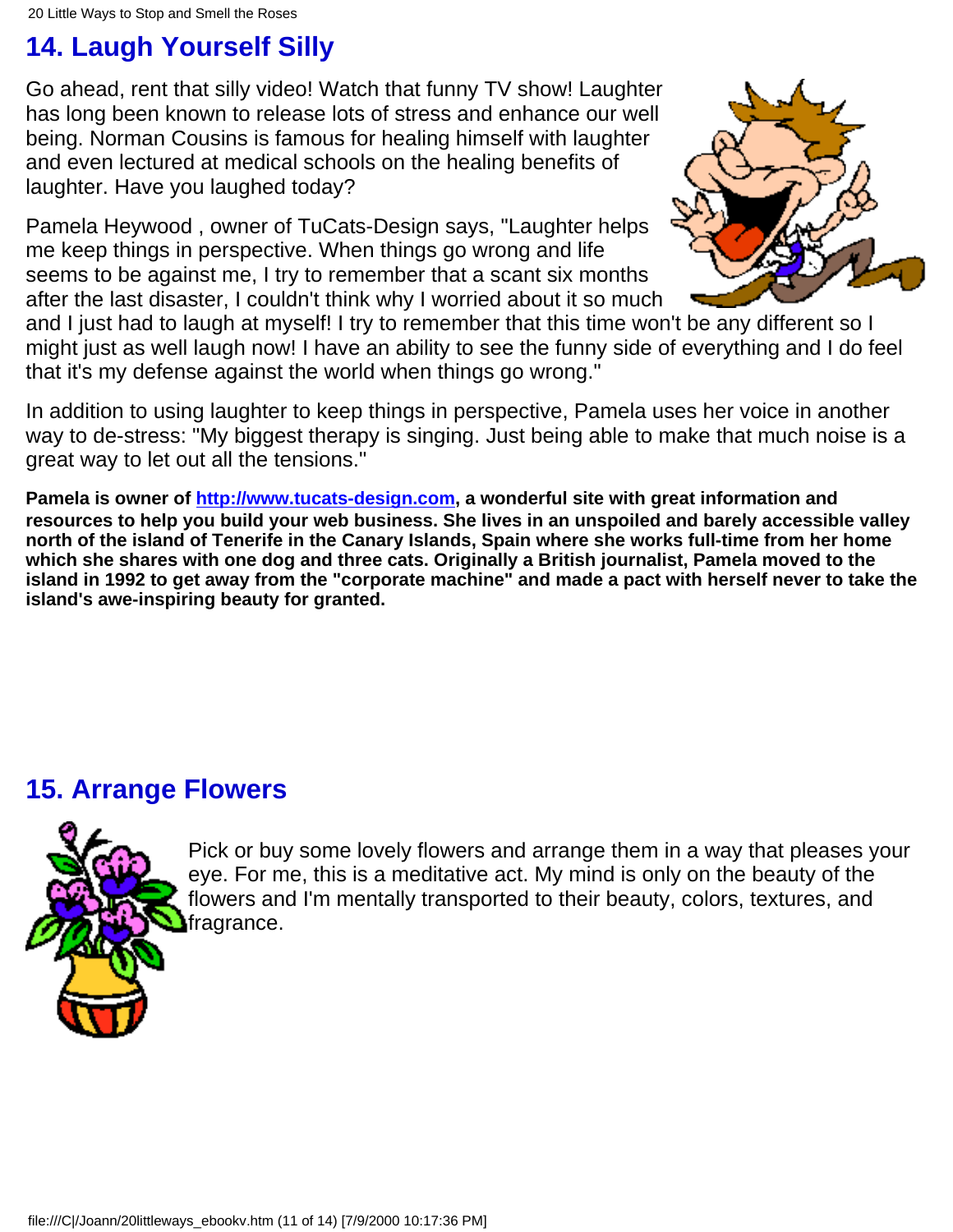## 14. Laugh Yourself Silly

Go ahead, rent that silly video! Watch that funny TV show! Laughter has long been known to release lots of stress and enhance our well being. Norman Cousins is famous for healing himself with laughter and even lectured at medical schools on the healing benefits of laughter. Have you laughed today?

Pamela Heywood , owner of TuCats-Design says, "Laughter helps me keep things in perspective. When things go wrong and life seems to be against me, I try to remember that a scant six months after the last disaster, I couldn't think why I worried about it so much and I just had to laugh at myself! I try to remember that this time won't be any different so I might just as well laugh now! I have an ability to see the funny side of everything and I do feel that it's my defense against the world when things go wrong."

In addition to using laughter to keep things in perspective, Pamela uses her voice in another way to de-stress: "My biggest therapy is singing. Just being able to make that much noise is a great way to let out all the tensions."

**Pamela is owner of [http://www.tucats-design.com](http://www.tucats-design.com), a wonderful site with great information and resources to help you build your web business. She lives in an unspoiled and barely accessible valley north of the island of Tenerife in the Canary Islands, Spain where she works full-time from her home which she shares with one dog and three cats. Originally a British journalist, Pamela moved to the island in 1992 to get away from the "corporate machine" and made a pact with herself never to take the island's awe-inspiring beauty for granted.**

## 15. Arrange Flowers

Pick or buy some lovely flowers and arrange them in a way that pleases your eye. For me, this is a meditative act. My mind is only on the beauty of the flowers and I'm mentally transported to their beauty, colors, textures, and fragrance.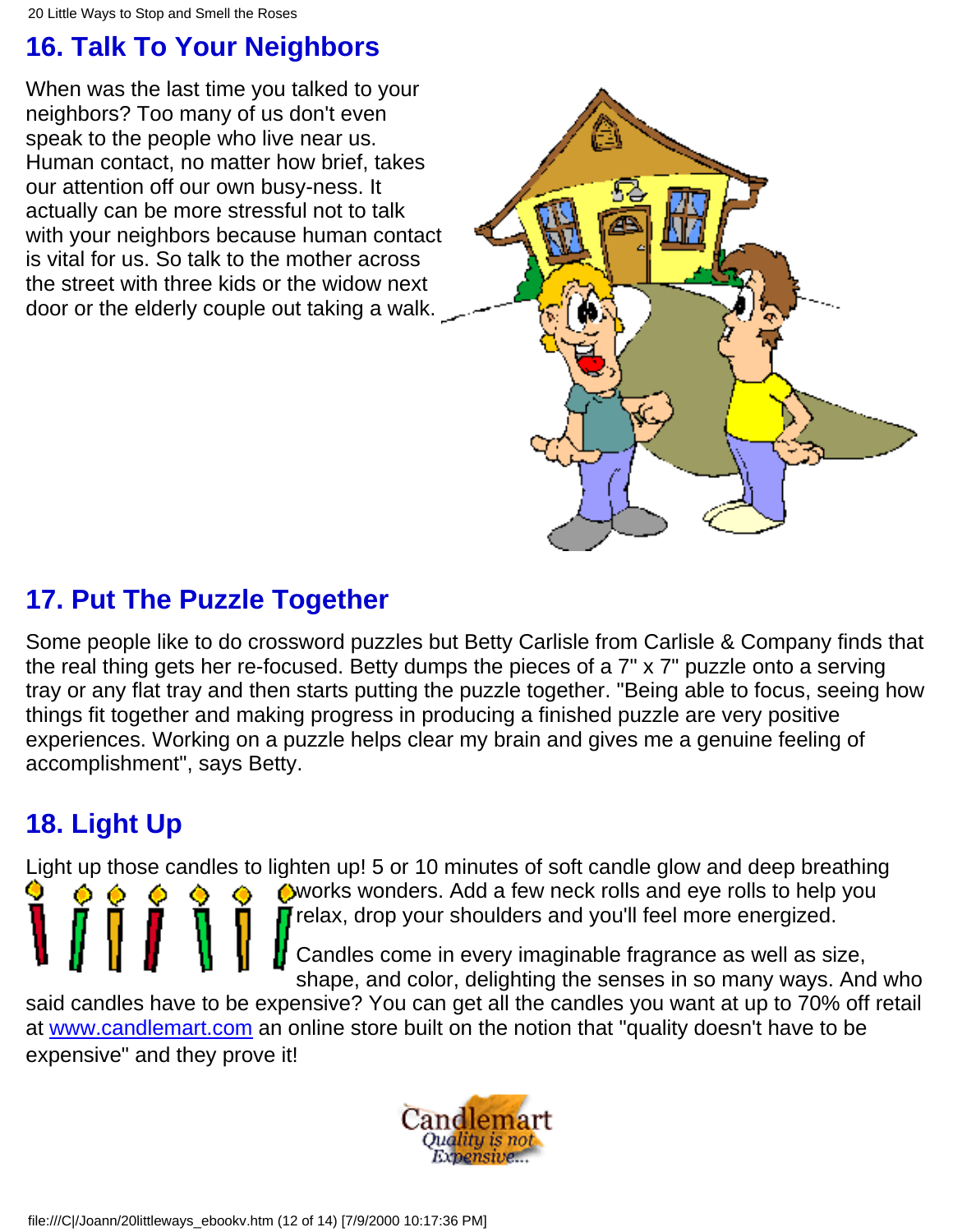## 16. Talk To Your Neighbors

When was the last time you talked to your neighbors? Too many of us don't even speak to the people who live near us. Human contact, no matter how brief, takes our attention off our own busy-ness. It actually can be more stressful not to talk with your neighbors because human contact is vital for us. So talk to the mother across the street with three kids or the widow next door or the elderly couple out taking a walk.

## 17. Put The Puzzle Together

Some people like to do crossword puzzles but Betty Carlisle from Carlisle & Company finds that the real thing gets her re-focused. Betty dumps the pieces of a 7" x 7" puzzle onto a serving tray or any flat tray and then starts putting the puzzle together. "Being able to focus, seeing how things fit together and making progress in producing a finished puzzle are very positive experiences. Working on a puzzle helps clear my brain and gives me a genuine feeling of accomplishment", says Betty.

## 18. Light Up

Light up those candles to lighten up! 5 or 10 minutes of soft candle glow and deep breathing works wonders. Add a few neck rolls and eye rolls to help you relax, drop your shoulders and you'll feel more energized.

Candles come in every imaginable fragrance as well as size, shape, and color, delighting the senses in so many ways. And who said candles have to be expensive? You can get all the candles you want at up to 70% off retail at [www.candlemart.com](http://www.candlemart.com) an online store built on the notion that "quality doesn't have to be expensive" and they prove it!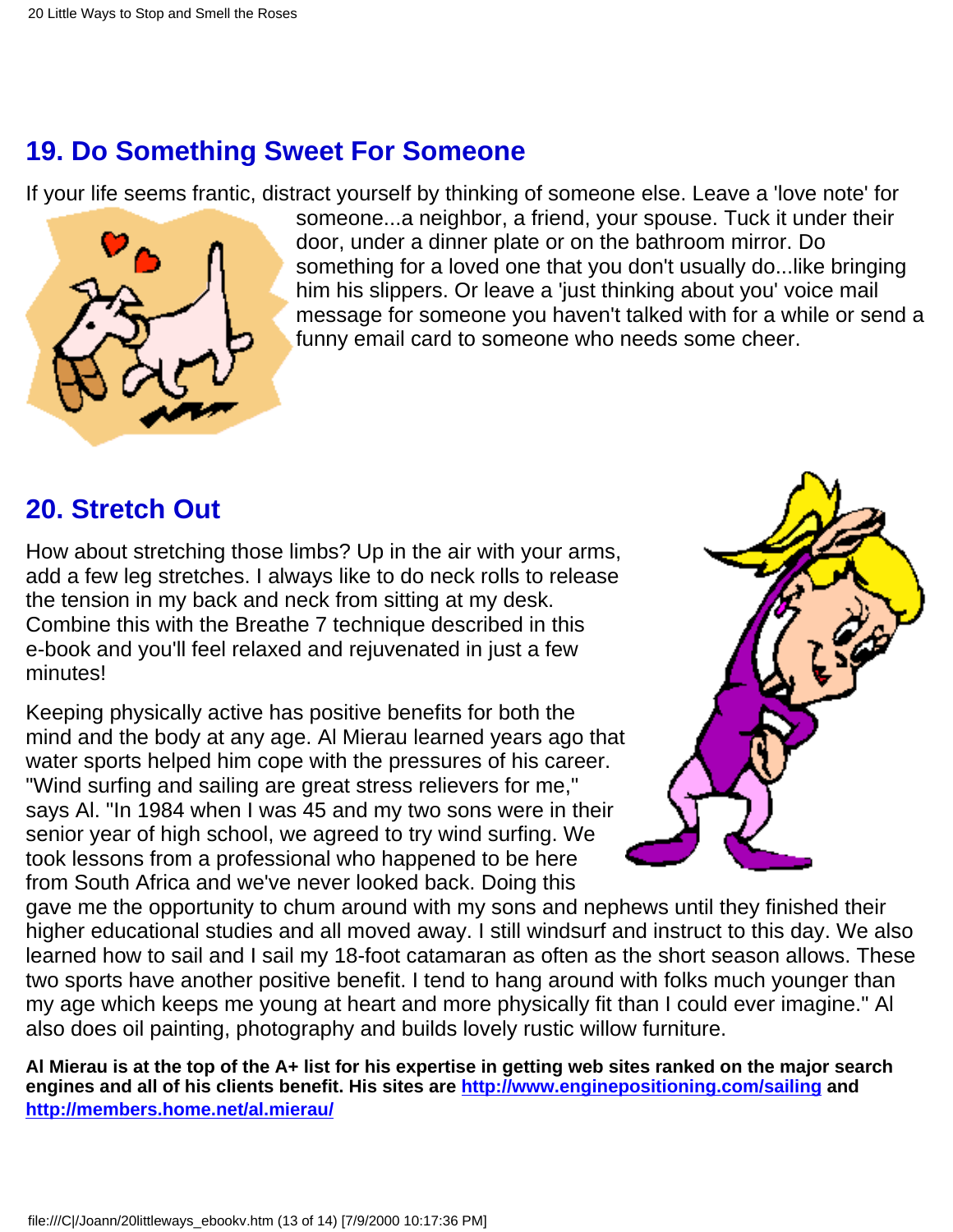## 19. Do Something Sweet For Someone

If your life seems frantic, distract yourself by thinking of someone else. Leave a 'love note' for someone...a neighbor, a friend, your spouse. Tuck it under their door, under a dinner plate or on the bathroom mirror. Do something for a loved one that you don't usually do...like bringing him his slippers. Or leave a 'just thinking about you' voice mail message for someone you haven't talked with for a while or send a funny email card to someone who needs some cheer.

## 20. Stretch Out

How about stretching those limbs? Up in the air with your arms, add a few leg stretches. I always like to do neck rolls to release the tension in my back and neck from sitting at my desk. Combine this with the Breathe 7 technique described in this e-book and you'll feel relaxed and rejuvenated in just a few minutes!

Keeping physically active has positive benefits for both the mind and the body at any age. Al Mierau learned years ago that water sports helped him cope with the pressures of his career. "Wind surfing and sailing are great stress relievers for me," says Al. "In 1984 when I was 45 and my two sons were in their senior year of high school, we agreed to try wind surfing. We took lessons from a professional who happened to be here from South Africa and we've never looked back. Doing this gave me the opportunity to chum around with my sons and nephews until they finished their higher educational studies and all moved away. I still windsurf and instruct to this day. We also learned how to sail and I sail my 18-foot catamaran as often as the short season allows. These two sports have another positive benefit. I tend to hang around with folks much younger than my age which keeps me young at heart and more physically fit than I could ever imagine." Al also does oil painting, photography and builds lovely rustic willow furniture.

**Al Mierau is at the top of the A+ list for his expertise in getting web sites ranked on the major search engines and all of his clients benefit. His sites are [http://www.enginepositioning.com/sailing](http://www.enginepositioning.com/sailing) and [http://members.home.net/al.mierau/](http://members.home.net/al.mierau/)**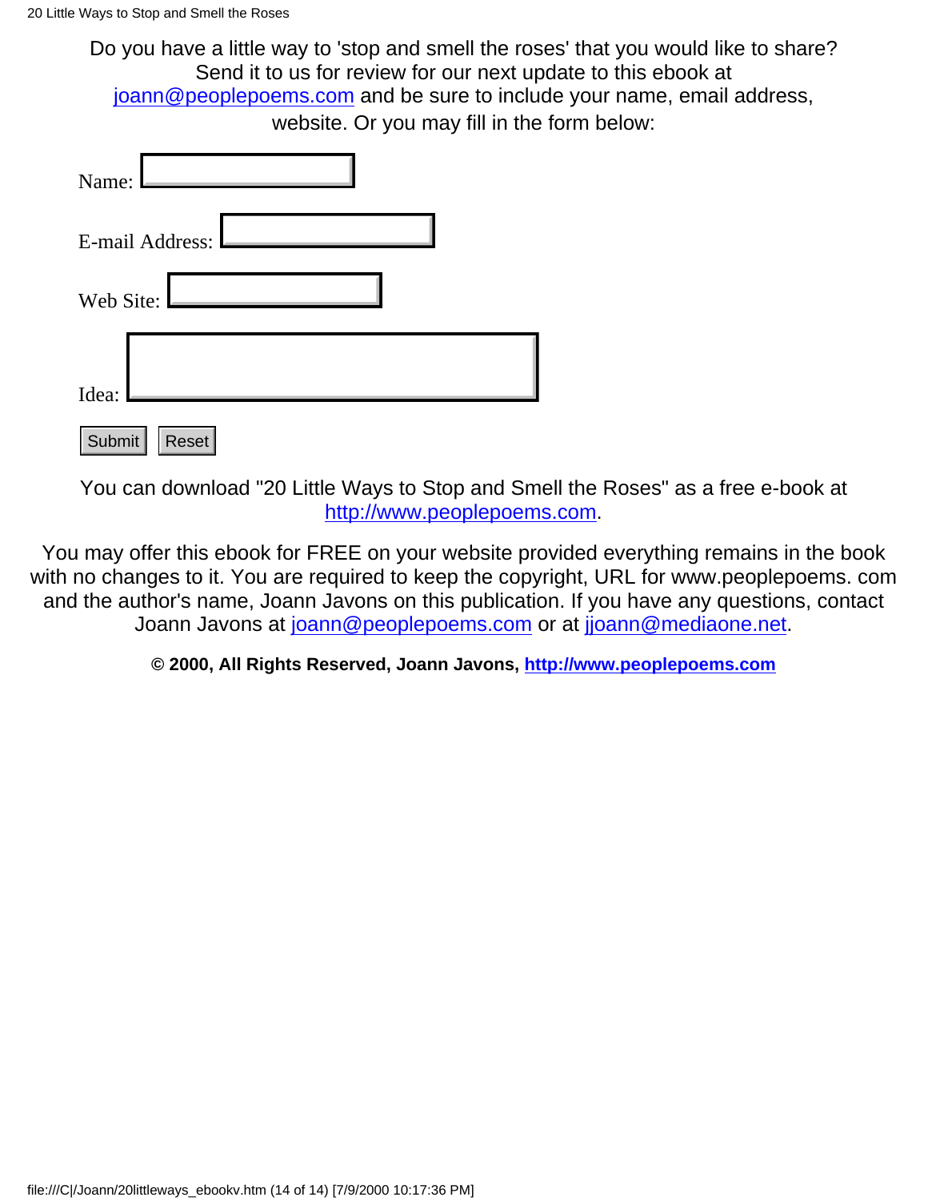Do you have a little way to 'stop and smell the roses' that you would like to share? Send it to us for review for our next update to this ebook at joann@peoplepoems.com and be sure to include your name, email address, website. Or you may fill in the form below:

Name:

E-mail Address:

Web Site:

Idea:

Submit Reset

You can download "20 Little Ways to Stop and Smell the Roses" as a free e-book at http://www.peoplepoems.com.

You may offer this ebook for FREE on your website provided everything remains in the book with no changes to it. You are required to keep the copyright, URL for www.peoplepoems. com and the author's name, Joann Javons on this publication. If you have any questions, contact Joann Javons at joann@peoplepoems.com or at jjoann@mediaone.net.

**© 2000, All Rights Reserved, Joann Javons, http://www.peoplepoems.com**